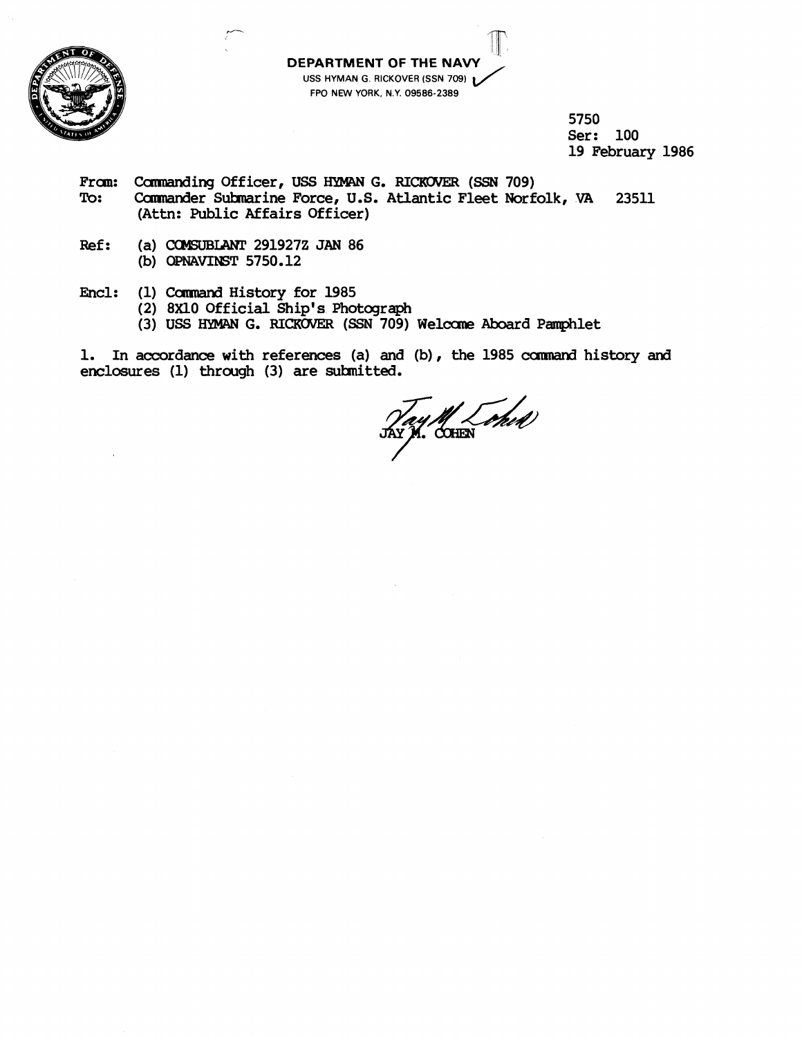**DEPARTMENT OF THE NAVY**
USS HYMAN G. RICKOVER (SSN 709)
FPO NEW YORK, N.Y. 09586-2389

5750
Ser: 100
19 February 1986

From: Commanding Officer, USS HYMAN G. RICKOVER (SSN 709)
To: Commander Submarine Force, U.S. Atlantic Fleet Norfolk, VA 23511
(Attn: Public Affairs Officer)

Ref: (a) COMSUBLANT 291927Z JAN 86
(b) OPNAVINST 5750.12

Encl: (1) Command History for 1985
(2) 8X10 Official Ship's Photograph
(3) USS HYMAN G. RICKOVER (SSN 709) Welcome Aboard Pamphlet

1. In accordance with references (a) and (b), the 1985 command history and enclosures (1) through (3) are submitted.

JAY M. COHEN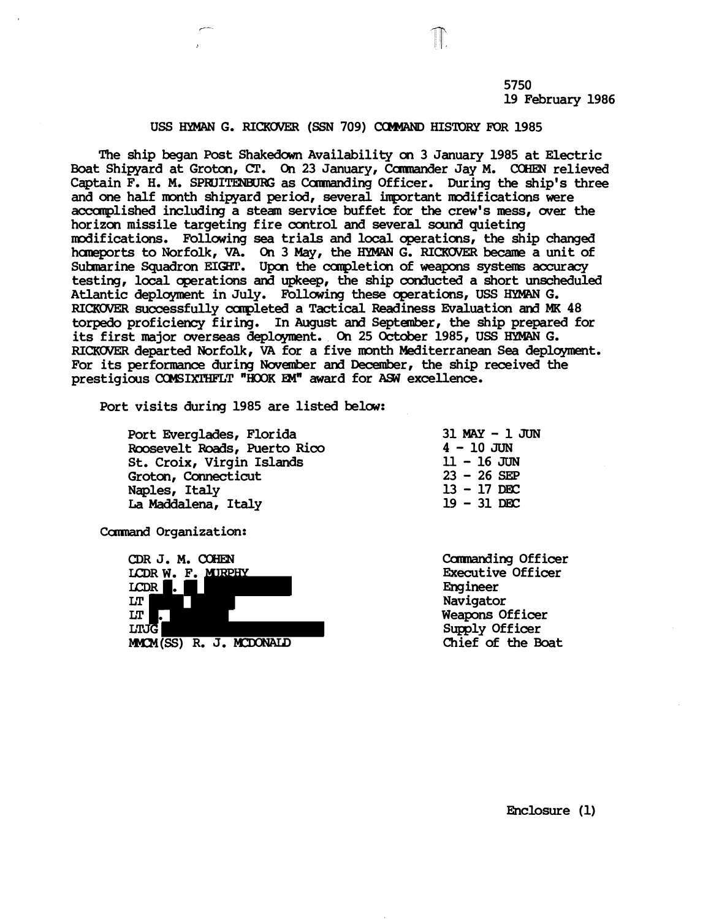5750
19 February 1986

## USS HYMAN G. RICKOVER (SSN 709) COMMAND HISTORY FOR 1985

The ship began Post Shakedown Availability on 3 January 1985 at Electric Boat Shipyard at Groton, CT. On 23 January, Commander Jay M. COHEN relieved Captain F. H. M. SPRUITENBURG as Commanding Officer. During the ship's three and one half month shipyard period, several important modifications were accomplished including a steam service buffet for the crew's mess, over the horizon missile targeting fire control and several sound quieting modifications. Following sea trials and local operations, the ship changed homeports to Norfolk, VA. On 3 May, the HYMAN G. RICKOVER became a unit of Submarine Squadron EIGHT. Upon the completion of weapons systems accuracy testing, local operations and upkeep, the ship conducted a short unscheduled Atlantic deployment in July. Following these operations, USS HYMAN G. RICKOVER successfully completed a Tactical Readiness Evaluation and MK 48 torpedo proficiency firing. In August and September, the ship prepared for its first major overseas deployment. On 25 October 1985, USS HYMAN G. RICKOVER departed Norfolk, VA for a five month Mediterranean Sea deployment. For its performance during November and December, the ship received the prestigious COMSIXTHFLT "HOOK EM" award for ASW excellence.

Port visits during 1985 are listed below:

| | |
|---|---|
| Port Everglades, Florida | 31 MAY - 1 JUN |
| Roosevelt Roads, Puerto Rico | 4 - 10 JUN |
| St. Croix, Virgin Islands | 11 - 16 JUN |
| Groton, Connecticut | 23 - 26 SEP |
| Naples, Italy | 13 - 17 DEC |
| La Maddalena, Italy | 19 - 31 DEC |

Command Organization:

| | |
|---|---|
| CDR J. M. COHEN | Commanding Officer |
| LCDR W. F. MURPHY | Executive Officer |
| LCDR [redacted] | Engineer |
| LT [redacted] | Navigator |
| LT [redacted] | Weapons Officer |
| LTJG [redacted] | Supply Officer |
| MMCM(SS) R. J. MCDONALD | Chief of the Boat |

Enclosure (1)